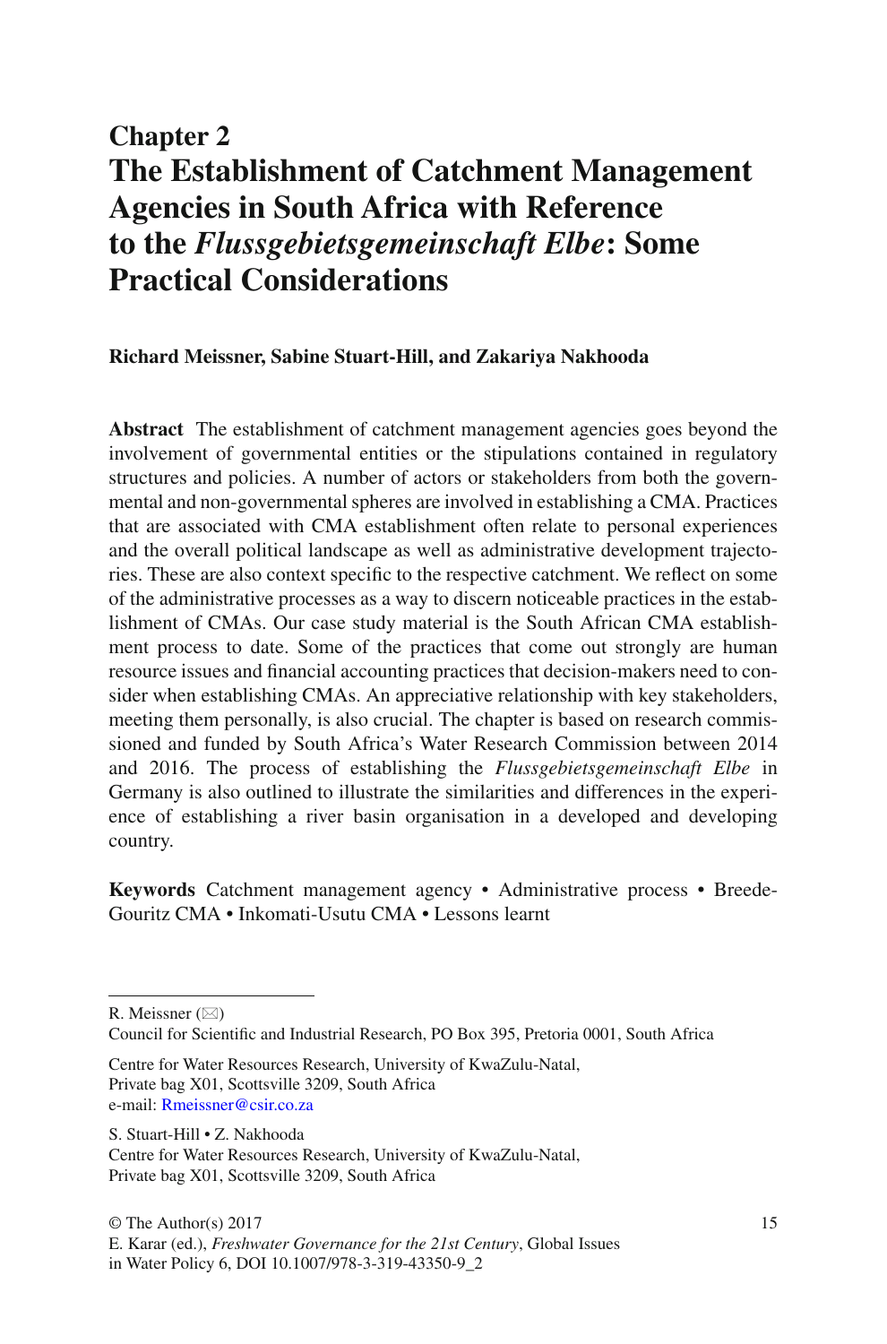# Chapter 2
# The Establishment of Catchment Management Agencies in South Africa with Reference to the *Flussgebietsgemeinschaft Elbe*: Some Practical Considerations

**Richard Meissner, Sabine Stuart-Hill, and Zakariya Nakhooda**

**Abstract** The establishment of catchment management agencies goes beyond the involvement of governmental entities or the stipulations contained in regulatory structures and policies. A number of actors or stakeholders from both the governmental and non-governmental spheres are involved in establishing a CMA. Practices that are associated with CMA establishment often relate to personal experiences and the overall political landscape as well as administrative development trajectories. These are also context specific to the respective catchment. We reflect on some of the administrative processes as a way to discern noticeable practices in the establishment of CMAs. Our case study material is the South African CMA establishment process to date. Some of the practices that come out strongly are human resource issues and financial accounting practices that decision-makers need to consider when establishing CMAs. An appreciative relationship with key stakeholders, meeting them personally, is also crucial. The chapter is based on research commissioned and funded by South Africa's Water Research Commission between 2014 and 2016. The process of establishing the *Flussgebietsgemeinschaft Elbe* in Germany is also outlined to illustrate the similarities and differences in the experience of establishing a river basin organisation in a developed and developing country.

**Keywords** Catchment management agency • Administrative process • Breede-Gouritz CMA • Inkomati-Usutu CMA • Lessons learnt

---

R. Meissner (✉)
Council for Scientific and Industrial Research, PO Box 395, Pretoria 0001, South Africa

Centre for Water Resources Research, University of KwaZulu-Natal, Private bag X01, Scottsville 3209, South Africa
e-mail: Rmeissner@csir.co.za

S. Stuart-Hill • Z. Nakhooda
Centre for Water Resources Research, University of KwaZulu-Natal, Private bag X01, Scottsville 3209, South Africa

© The Author(s) 2017
E. Karar (ed.), *Freshwater Governance for the 21st Century*, Global Issues in Water Policy 6, DOI 10.1007/978-3-319-43350-9_2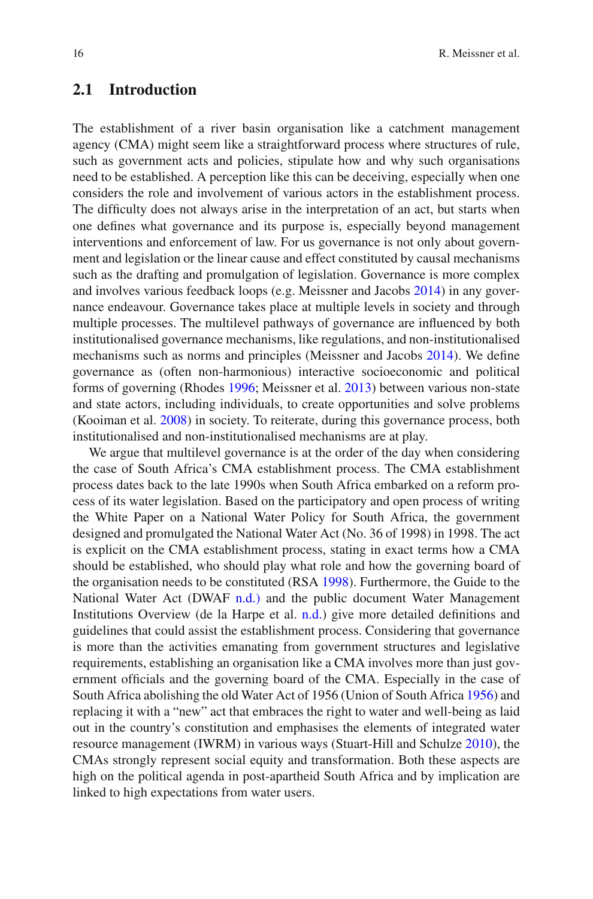## 2.1 Introduction

The establishment of a river basin organisation like a catchment management agency (CMA) might seem like a straightforward process where structures of rule, such as government acts and policies, stipulate how and why such organisations need to be established. A perception like this can be deceiving, especially when one considers the role and involvement of various actors in the establishment process. The difficulty does not always arise in the interpretation of an act, but starts when one defines what governance and its purpose is, especially beyond management interventions and enforcement of law. For us governance is not only about government and legislation or the linear cause and effect constituted by causal mechanisms such as the drafting and promulgation of legislation. Governance is more complex and involves various feedback loops (e.g. Meissner and Jacobs 2014) in any governance endeavour. Governance takes place at multiple levels in society and through multiple processes. The multilevel pathways of governance are influenced by both institutionalised governance mechanisms, like regulations, and non-institutionalised mechanisms such as norms and principles (Meissner and Jacobs 2014). We define governance as (often non-harmonious) interactive socioeconomic and political forms of governing (Rhodes 1996; Meissner et al. 2013) between various non-state and state actors, including individuals, to create opportunities and solve problems (Kooiman et al. 2008) in society. To reiterate, during this governance process, both institutionalised and non-institutionalised mechanisms are at play.

We argue that multilevel governance is at the order of the day when considering the case of South Africa's CMA establishment process. The CMA establishment process dates back to the late 1990s when South Africa embarked on a reform process of its water legislation. Based on the participatory and open process of writing the White Paper on a National Water Policy for South Africa, the government designed and promulgated the National Water Act (No. 36 of 1998) in 1998. The act is explicit on the CMA establishment process, stating in exact terms how a CMA should be established, who should play what role and how the governing board of the organisation needs to be constituted (RSA 1998). Furthermore, the Guide to the National Water Act (DWAF n.d.) and the public document Water Management Institutions Overview (de la Harpe et al. n.d.) give more detailed definitions and guidelines that could assist the establishment process. Considering that governance is more than the activities emanating from government structures and legislative requirements, establishing an organisation like a CMA involves more than just government officials and the governing board of the CMA. Especially in the case of South Africa abolishing the old Water Act of 1956 (Union of South Africa 1956) and replacing it with a "new" act that embraces the right to water and well-being as laid out in the country's constitution and emphasises the elements of integrated water resource management (IWRM) in various ways (Stuart-Hill and Schulze 2010), the CMAs strongly represent social equity and transformation. Both these aspects are high on the political agenda in post-apartheid South Africa and by implication are linked to high expectations from water users.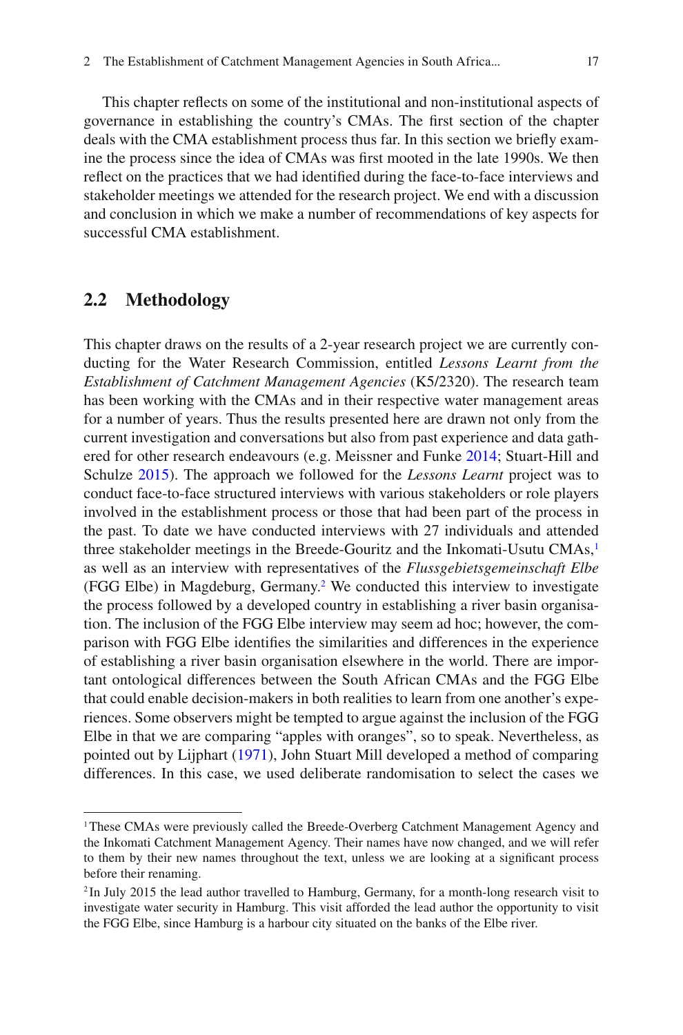This chapter reflects on some of the institutional and non-institutional aspects of governance in establishing the country's CMAs. The first section of the chapter deals with the CMA establishment process thus far. In this section we briefly examine the process since the idea of CMAs was first mooted in the late 1990s. We then reflect on the practices that we had identified during the face-to-face interviews and stakeholder meetings we attended for the research project. We end with a discussion and conclusion in which we make a number of recommendations of key aspects for successful CMA establishment.

## 2.2 Methodology

This chapter draws on the results of a 2-year research project we are currently conducting for the Water Research Commission, entitled *Lessons Learnt from the Establishment of Catchment Management Agencies* (K5/2320). The research team has been working with the CMAs and in their respective water management areas for a number of years. Thus the results presented here are drawn not only from the current investigation and conversations but also from past experience and data gathered for other research endeavours (e.g. Meissner and Funke 2014; Stuart-Hill and Schulze 2015). The approach we followed for the *Lessons Learnt* project was to conduct face-to-face structured interviews with various stakeholders or role players involved in the establishment process or those that had been part of the process in the past. To date we have conducted interviews with 27 individuals and attended three stakeholder meetings in the Breede-Gouritz and the Inkomati-Usutu CMAs,[1] as well as an interview with representatives of the *Flussgebietsgemeinschaft Elbe* (FGG Elbe) in Magdeburg, Germany.[2] We conducted this interview to investigate the process followed by a developed country in establishing a river basin organisation. The inclusion of the FGG Elbe interview may seem ad hoc; however, the comparison with FGG Elbe identifies the similarities and differences in the experience of establishing a river basin organisation elsewhere in the world. There are important ontological differences between the South African CMAs and the FGG Elbe that could enable decision-makers in both realities to learn from one another's experiences. Some observers might be tempted to argue against the inclusion of the FGG Elbe in that we are comparing "apples with oranges", so to speak. Nevertheless, as pointed out by Lijphart (1971), John Stuart Mill developed a method of comparing differences. In this case, we used deliberate randomisation to select the cases we

---

[1] These CMAs were previously called the Breede-Overberg Catchment Management Agency and the Inkomati Catchment Management Agency. Their names have now changed, and we will refer to them by their new names throughout the text, unless we are looking at a significant process before their renaming.

[2] In July 2015 the lead author travelled to Hamburg, Germany, for a month-long research visit to investigate water security in Hamburg. This visit afforded the lead author the opportunity to visit the FGG Elbe, since Hamburg is a harbour city situated on the banks of the Elbe river.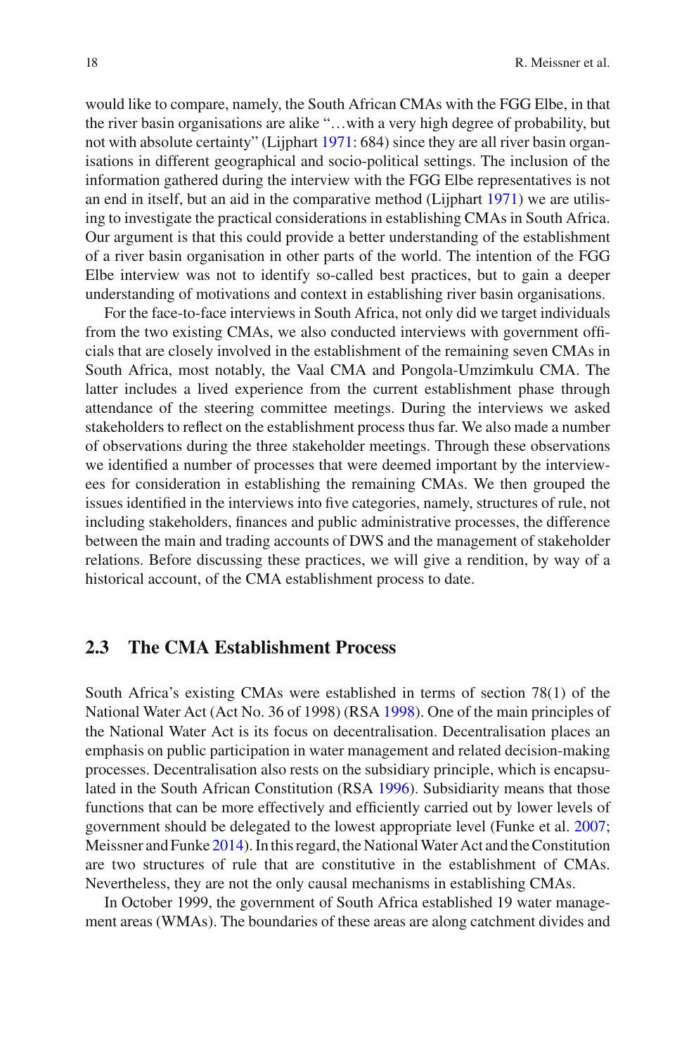would like to compare, namely, the South African CMAs with the FGG Elbe, in that the river basin organisations are alike "…with a very high degree of probability, but not with absolute certainty" (Lijphart 1971: 684) since they are all river basin organisations in different geographical and socio-political settings. The inclusion of the information gathered during the interview with the FGG Elbe representatives is not an end in itself, but an aid in the comparative method (Lijphart 1971) we are utilising to investigate the practical considerations in establishing CMAs in South Africa. Our argument is that this could provide a better understanding of the establishment of a river basin organisation in other parts of the world. The intention of the FGG Elbe interview was not to identify so-called best practices, but to gain a deeper understanding of motivations and context in establishing river basin organisations.

For the face-to-face interviews in South Africa, not only did we target individuals from the two existing CMAs, we also conducted interviews with government officials that are closely involved in the establishment of the remaining seven CMAs in South Africa, most notably, the Vaal CMA and Pongola-Umzimkulu CMA. The latter includes a lived experience from the current establishment phase through attendance of the steering committee meetings. During the interviews we asked stakeholders to reflect on the establishment process thus far. We also made a number of observations during the three stakeholder meetings. Through these observations we identified a number of processes that were deemed important by the interviewees for consideration in establishing the remaining CMAs. We then grouped the issues identified in the interviews into five categories, namely, structures of rule, not including stakeholders, finances and public administrative processes, the difference between the main and trading accounts of DWS and the management of stakeholder relations. Before discussing these practices, we will give a rendition, by way of a historical account, of the CMA establishment process to date.

## 2.3 The CMA Establishment Process

South Africa's existing CMAs were established in terms of section 78(1) of the National Water Act (Act No. 36 of 1998) (RSA 1998). One of the main principles of the National Water Act is its focus on decentralisation. Decentralisation places an emphasis on public participation in water management and related decision-making processes. Decentralisation also rests on the subsidiary principle, which is encapsulated in the South African Constitution (RSA 1996). Subsidiarity means that those functions that can be more effectively and efficiently carried out by lower levels of government should be delegated to the lowest appropriate level (Funke et al. 2007; Meissner and Funke 2014). In this regard, the National Water Act and the Constitution are two structures of rule that are constitutive in the establishment of CMAs. Nevertheless, they are not the only causal mechanisms in establishing CMAs.

In October 1999, the government of South Africa established 19 water management areas (WMAs). The boundaries of these areas are along catchment divides and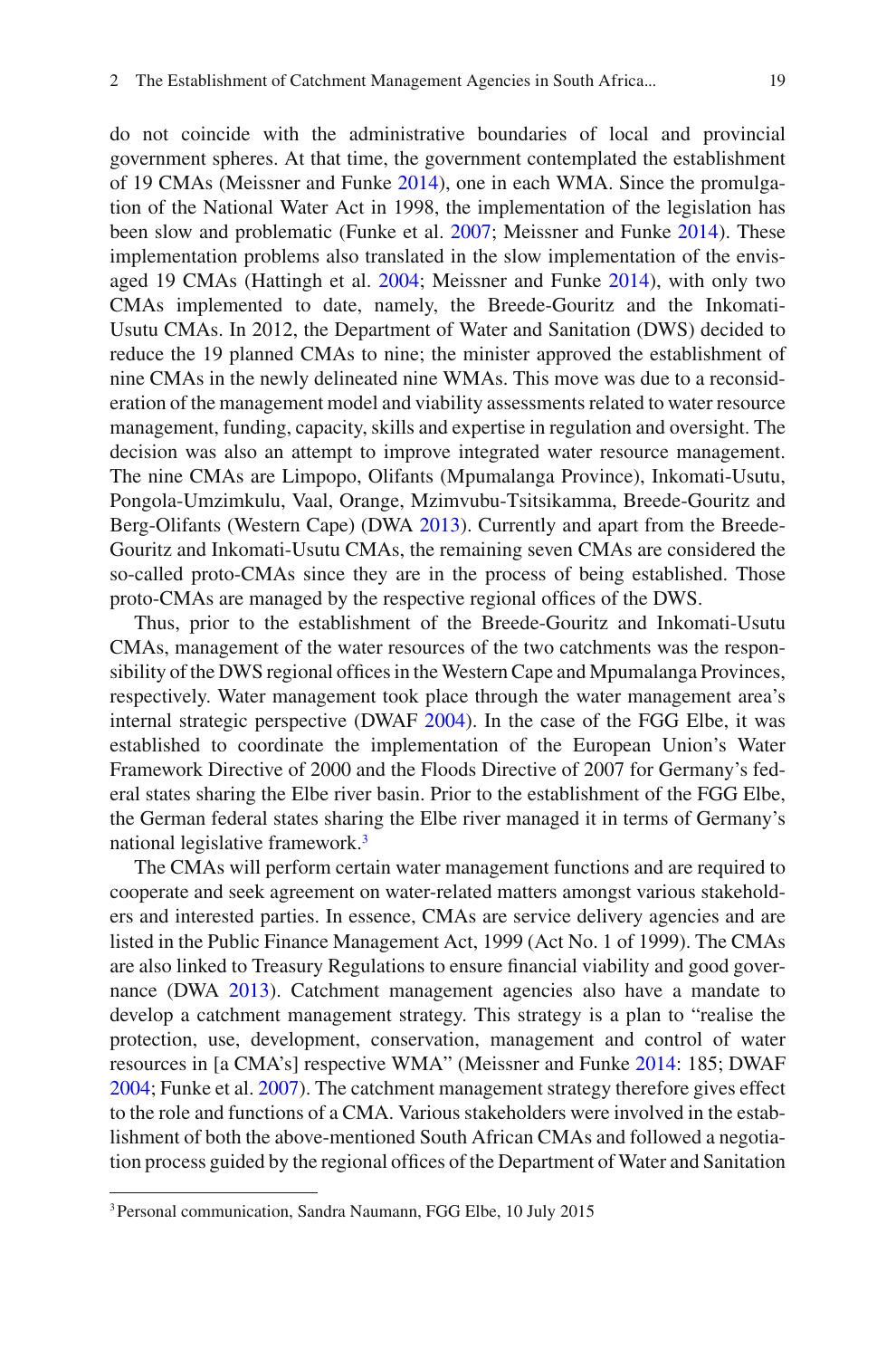do not coincide with the administrative boundaries of local and provincial government spheres. At that time, the government contemplated the establishment of 19 CMAs (Meissner and Funke 2014), one in each WMA. Since the promulgation of the National Water Act in 1998, the implementation of the legislation has been slow and problematic (Funke et al. 2007; Meissner and Funke 2014). These implementation problems also translated in the slow implementation of the envisaged 19 CMAs (Hattingh et al. 2004; Meissner and Funke 2014), with only two CMAs implemented to date, namely, the Breede-Gouritz and the Inkomati-Usutu CMAs. In 2012, the Department of Water and Sanitation (DWS) decided to reduce the 19 planned CMAs to nine; the minister approved the establishment of nine CMAs in the newly delineated nine WMAs. This move was due to a reconsideration of the management model and viability assessments related to water resource management, funding, capacity, skills and expertise in regulation and oversight. The decision was also an attempt to improve integrated water resource management. The nine CMAs are Limpopo, Olifants (Mpumalanga Province), Inkomati-Usutu, Pongola-Umzimkulu, Vaal, Orange, Mzimvubu-Tsitsikamma, Breede-Gouritz and Berg-Olifants (Western Cape) (DWA 2013). Currently and apart from the Breede-Gouritz and Inkomati-Usutu CMAs, the remaining seven CMAs are considered the so-called proto-CMAs since they are in the process of being established. Those proto-CMAs are managed by the respective regional offices of the DWS.

Thus, prior to the establishment of the Breede-Gouritz and Inkomati-Usutu CMAs, management of the water resources of the two catchments was the responsibility of the DWS regional offices in the Western Cape and Mpumalanga Provinces, respectively. Water management took place through the water management area's internal strategic perspective (DWAF 2004). In the case of the FGG Elbe, it was established to coordinate the implementation of the European Union's Water Framework Directive of 2000 and the Floods Directive of 2007 for Germany's federal states sharing the Elbe river basin. Prior to the establishment of the FGG Elbe, the German federal states sharing the Elbe river managed it in terms of Germany's national legislative framework.[3]

The CMAs will perform certain water management functions and are required to cooperate and seek agreement on water-related matters amongst various stakeholders and interested parties. In essence, CMAs are service delivery agencies and are listed in the Public Finance Management Act, 1999 (Act No. 1 of 1999). The CMAs are also linked to Treasury Regulations to ensure financial viability and good governance (DWA 2013). Catchment management agencies also have a mandate to develop a catchment management strategy. This strategy is a plan to "realise the protection, use, development, conservation, management and control of water resources in [a CMA's] respective WMA" (Meissner and Funke 2014: 185; DWAF 2004; Funke et al. 2007). The catchment management strategy therefore gives effect to the role and functions of a CMA. Various stakeholders were involved in the establishment of both the above-mentioned South African CMAs and followed a negotiation process guided by the regional offices of the Department of Water and Sanitation

[3] Personal communication, Sandra Naumann, FGG Elbe, 10 July 2015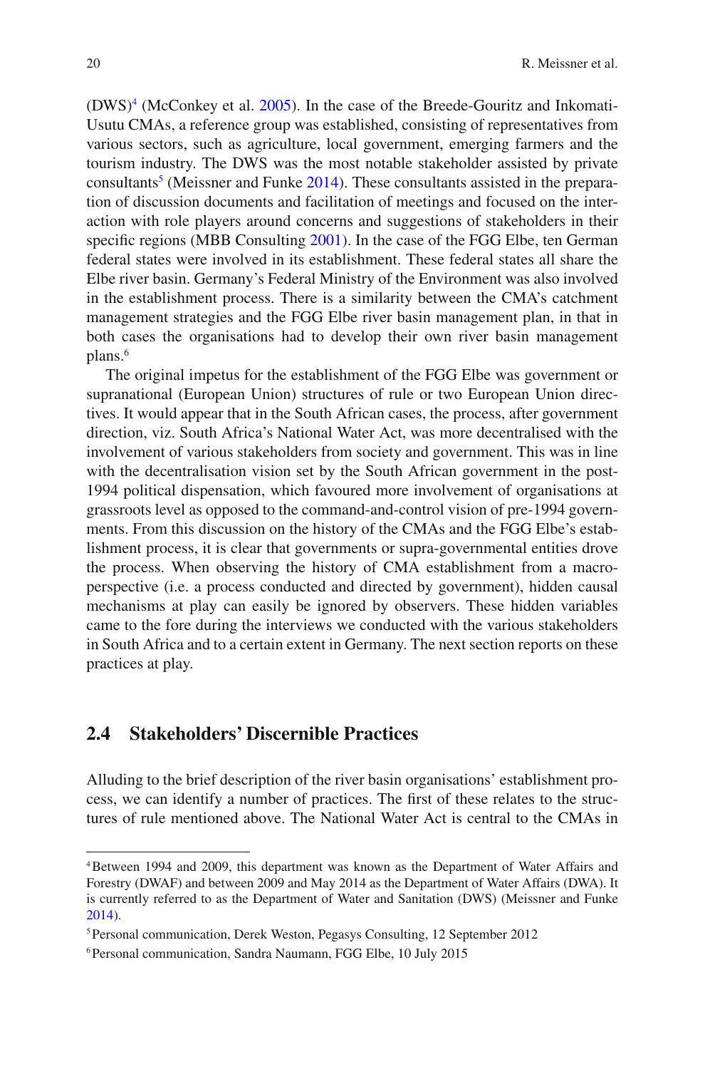(DWS)[4] (McConkey et al. 2005). In the case of the Breede-Gouritz and Inkomati-Usutu CMAs, a reference group was established, consisting of representatives from various sectors, such as agriculture, local government, emerging farmers and the tourism industry. The DWS was the most notable stakeholder assisted by private consultants[5] (Meissner and Funke 2014). These consultants assisted in the preparation of discussion documents and facilitation of meetings and focused on the interaction with role players around concerns and suggestions of stakeholders in their specific regions (MBB Consulting 2001). In the case of the FGG Elbe, ten German federal states were involved in its establishment. These federal states all share the Elbe river basin. Germany's Federal Ministry of the Environment was also involved in the establishment process. There is a similarity between the CMA's catchment management strategies and the FGG Elbe river basin management plan, in that in both cases the organisations had to develop their own river basin management plans.[6]

The original impetus for the establishment of the FGG Elbe was government or supranational (European Union) structures of rule or two European Union directives. It would appear that in the South African cases, the process, after government direction, viz. South Africa's National Water Act, was more decentralised with the involvement of various stakeholders from society and government. This was in line with the decentralisation vision set by the South African government in the post-1994 political dispensation, which favoured more involvement of organisations at grassroots level as opposed to the command-and-control vision of pre-1994 governments. From this discussion on the history of the CMAs and the FGG Elbe's establishment process, it is clear that governments or supra-governmental entities drove the process. When observing the history of CMA establishment from a macro-perspective (i.e. a process conducted and directed by government), hidden causal mechanisms at play can easily be ignored by observers. These hidden variables came to the fore during the interviews we conducted with the various stakeholders in South Africa and to a certain extent in Germany. The next section reports on these practices at play.

## 2.4 Stakeholders' Discernible Practices

Alluding to the brief description of the river basin organisations' establishment process, we can identify a number of practices. The first of these relates to the structures of rule mentioned above. The National Water Act is central to the CMAs in

---

[4] Between 1994 and 2009, this department was known as the Department of Water Affairs and Forestry (DWAF) and between 2009 and May 2014 as the Department of Water Affairs (DWA). It is currently referred to as the Department of Water and Sanitation (DWS) (Meissner and Funke 2014).

[5] Personal communication, Derek Weston, Pegasys Consulting, 12 September 2012

[6] Personal communication, Sandra Naumann, FGG Elbe, 10 July 2015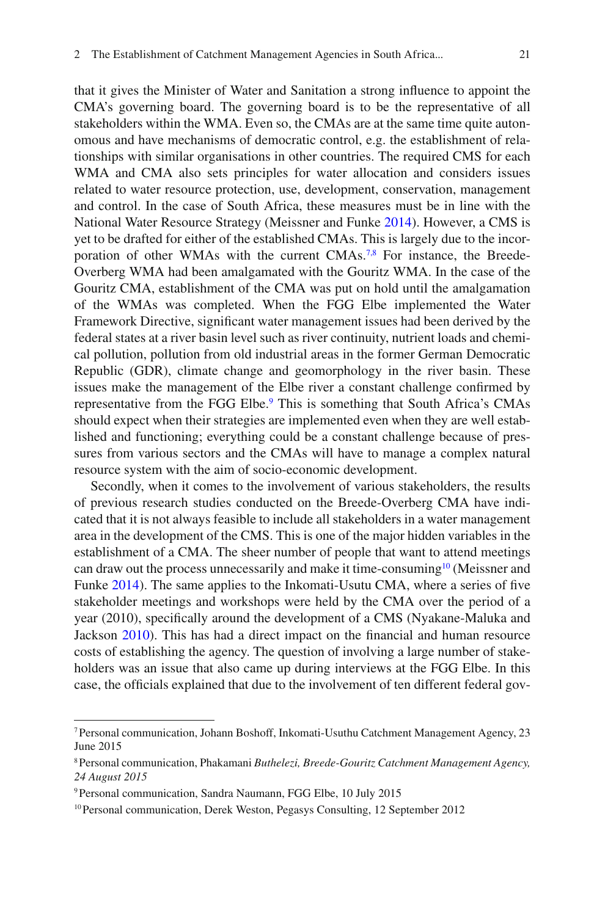that it gives the Minister of Water and Sanitation a strong influence to appoint the CMA's governing board. The governing board is to be the representative of all stakeholders within the WMA. Even so, the CMAs are at the same time quite autonomous and have mechanisms of democratic control, e.g. the establishment of relationships with similar organisations in other countries. The required CMS for each WMA and CMA also sets principles for water allocation and considers issues related to water resource protection, use, development, conservation, management and control. In the case of South Africa, these measures must be in line with the National Water Resource Strategy (Meissner and Funke 2014). However, a CMS is yet to be drafted for either of the established CMAs. This is largely due to the incorporation of other WMAs with the current CMAs.[7,8] For instance, the Breede-Overberg WMA had been amalgamated with the Gouritz WMA. In the case of the Gouritz CMA, establishment of the CMA was put on hold until the amalgamation of the WMAs was completed. When the FGG Elbe implemented the Water Framework Directive, significant water management issues had been derived by the federal states at a river basin level such as river continuity, nutrient loads and chemical pollution, pollution from old industrial areas in the former German Democratic Republic (GDR), climate change and geomorphology in the river basin. These issues make the management of the Elbe river a constant challenge confirmed by representative from the FGG Elbe.[9] This is something that South Africa's CMAs should expect when their strategies are implemented even when they are well established and functioning; everything could be a constant challenge because of pressures from various sectors and the CMAs will have to manage a complex natural resource system with the aim of socio-economic development.

Secondly, when it comes to the involvement of various stakeholders, the results of previous research studies conducted on the Breede-Overberg CMA have indicated that it is not always feasible to include all stakeholders in a water management area in the development of the CMS. This is one of the major hidden variables in the establishment of a CMA. The sheer number of people that want to attend meetings can draw out the process unnecessarily and make it time-consuming[10] (Meissner and Funke 2014). The same applies to the Inkomati-Usutu CMA, where a series of five stakeholder meetings and workshops were held by the CMA over the period of a year (2010), specifically around the development of a CMS (Nyakane-Maluka and Jackson 2010). This has had a direct impact on the financial and human resource costs of establishing the agency. The question of involving a large number of stakeholders was an issue that also came up during interviews at the FGG Elbe. In this case, the officials explained that due to the involvement of ten different federal gov-

---

[7] Personal communication, Johann Boshoff, Inkomati-Usuthu Catchment Management Agency, 23 June 2015

[8] Personal communication, Phakamani *Buthelezi, Breede-Gouritz Catchment Management Agency, 24 August 2015*

[9] Personal communication, Sandra Naumann, FGG Elbe, 10 July 2015

[10] Personal communication, Derek Weston, Pegasys Consulting, 12 September 2012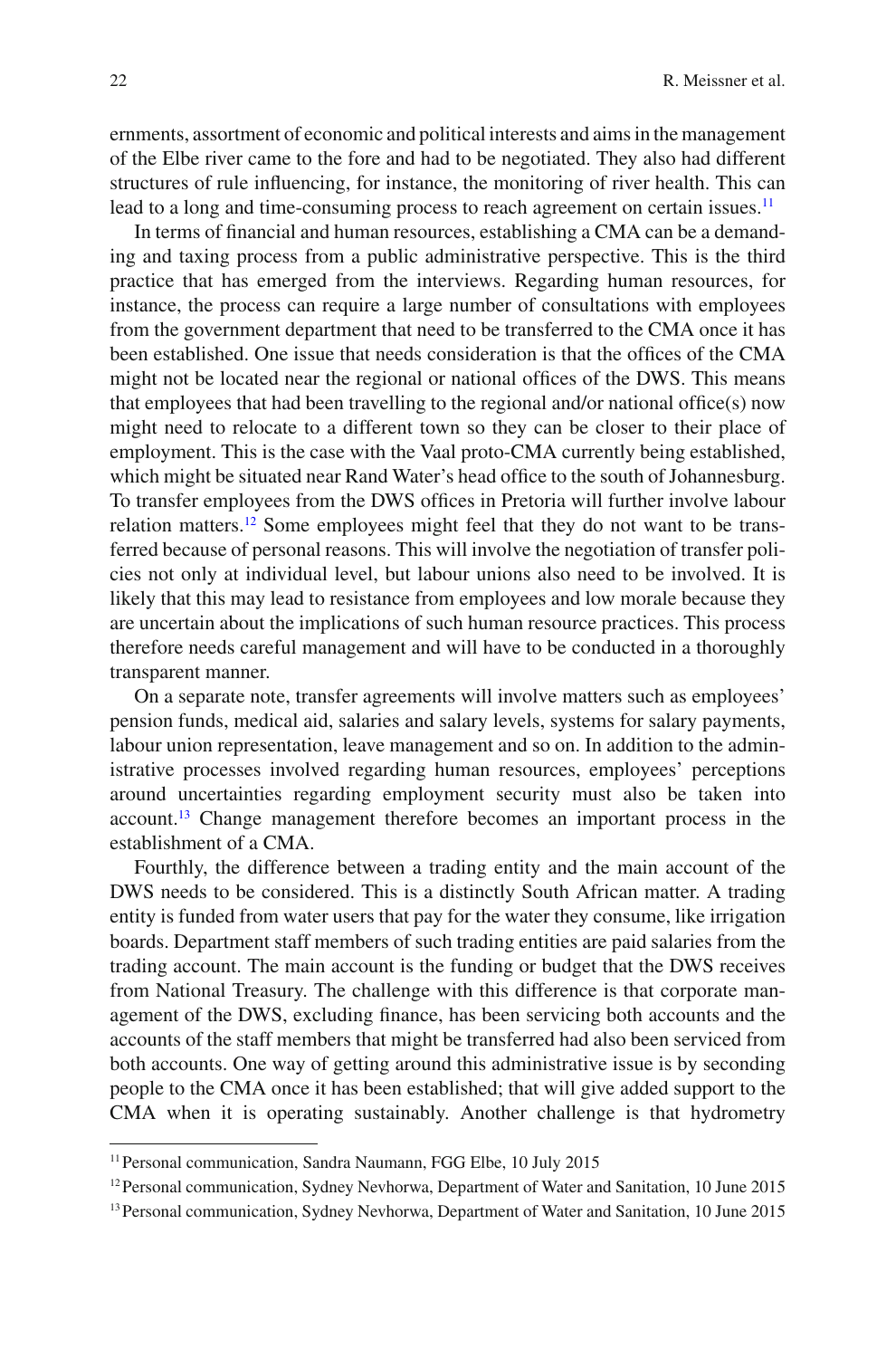ernments, assortment of economic and political interests and aims in the management of the Elbe river came to the fore and had to be negotiated. They also had different structures of rule influencing, for instance, the monitoring of river health. This can lead to a long and time-consuming process to reach agreement on certain issues.[11]

In terms of financial and human resources, establishing a CMA can be a demanding and taxing process from a public administrative perspective. This is the third practice that has emerged from the interviews. Regarding human resources, for instance, the process can require a large number of consultations with employees from the government department that need to be transferred to the CMA once it has been established. One issue that needs consideration is that the offices of the CMA might not be located near the regional or national offices of the DWS. This means that employees that had been travelling to the regional and/or national office(s) now might need to relocate to a different town so they can be closer to their place of employment. This is the case with the Vaal proto-CMA currently being established, which might be situated near Rand Water's head office to the south of Johannesburg. To transfer employees from the DWS offices in Pretoria will further involve labour relation matters.[12] Some employees might feel that they do not want to be transferred because of personal reasons. This will involve the negotiation of transfer policies not only at individual level, but labour unions also need to be involved. It is likely that this may lead to resistance from employees and low morale because they are uncertain about the implications of such human resource practices. This process therefore needs careful management and will have to be conducted in a thoroughly transparent manner.

On a separate note, transfer agreements will involve matters such as employees' pension funds, medical aid, salaries and salary levels, systems for salary payments, labour union representation, leave management and so on. In addition to the administrative processes involved regarding human resources, employees' perceptions around uncertainties regarding employment security must also be taken into account.[13] Change management therefore becomes an important process in the establishment of a CMA.

Fourthly, the difference between a trading entity and the main account of the DWS needs to be considered. This is a distinctly South African matter. A trading entity is funded from water users that pay for the water they consume, like irrigation boards. Department staff members of such trading entities are paid salaries from the trading account. The main account is the funding or budget that the DWS receives from National Treasury. The challenge with this difference is that corporate management of the DWS, excluding finance, has been servicing both accounts and the accounts of the staff members that might be transferred had also been serviced from both accounts. One way of getting around this administrative issue is by seconding people to the CMA once it has been established; that will give added support to the CMA when it is operating sustainably. Another challenge is that hydrometry

---

[11] Personal communication, Sandra Naumann, FGG Elbe, 10 July 2015

[12] Personal communication, Sydney Nevhorwa, Department of Water and Sanitation, 10 June 2015

[13] Personal communication, Sydney Nevhorwa, Department of Water and Sanitation, 10 June 2015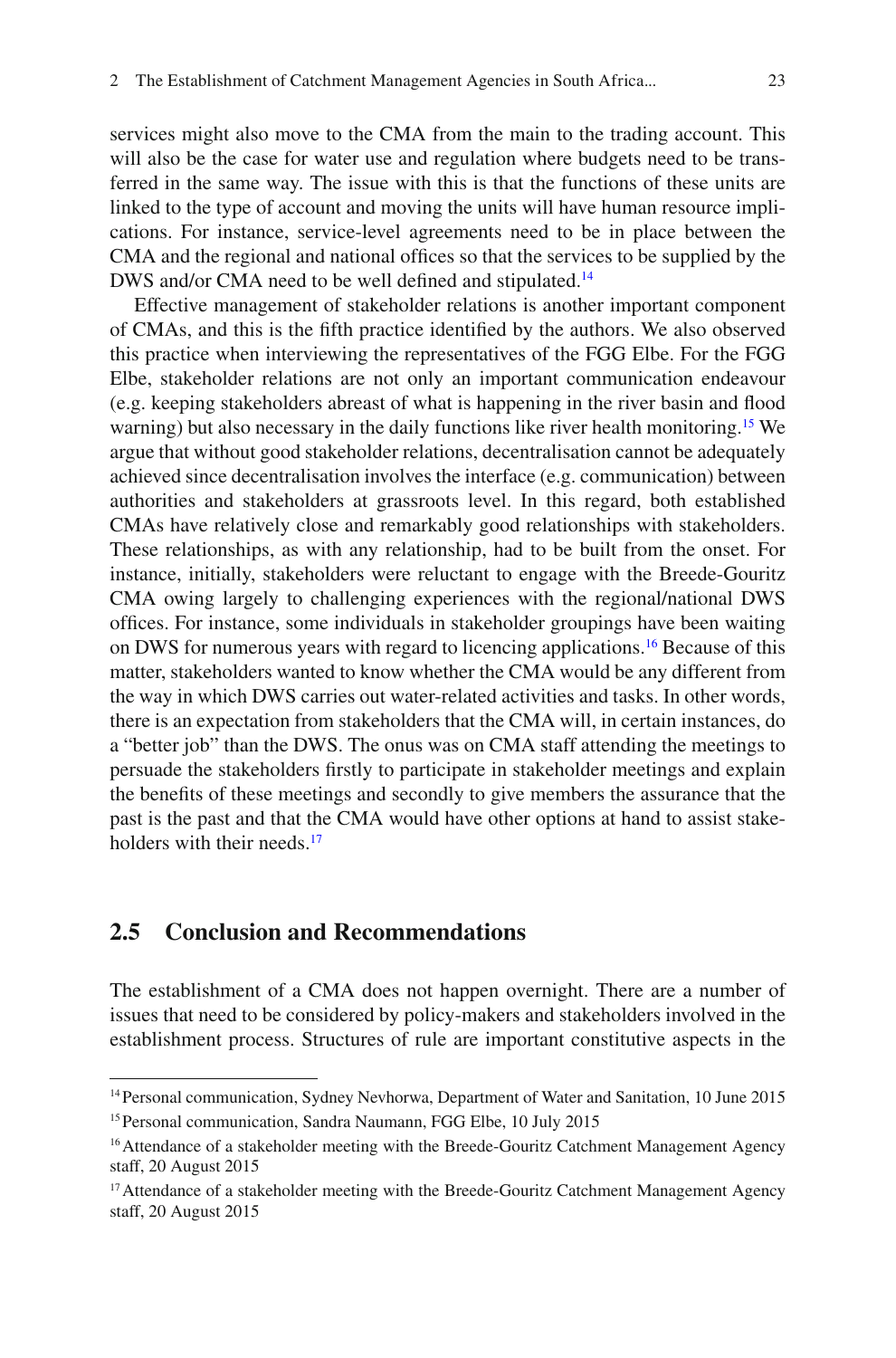services might also move to the CMA from the main to the trading account. This will also be the case for water use and regulation where budgets need to be transferred in the same way. The issue with this is that the functions of these units are linked to the type of account and moving the units will have human resource implications. For instance, service-level agreements need to be in place between the CMA and the regional and national offices so that the services to be supplied by the DWS and/or CMA need to be well defined and stipulated.[14]

Effective management of stakeholder relations is another important component of CMAs, and this is the fifth practice identified by the authors. We also observed this practice when interviewing the representatives of the FGG Elbe. For the FGG Elbe, stakeholder relations are not only an important communication endeavour (e.g. keeping stakeholders abreast of what is happening in the river basin and flood warning) but also necessary in the daily functions like river health monitoring.[15] We argue that without good stakeholder relations, decentralisation cannot be adequately achieved since decentralisation involves the interface (e.g. communication) between authorities and stakeholders at grassroots level. In this regard, both established CMAs have relatively close and remarkably good relationships with stakeholders. These relationships, as with any relationship, had to be built from the onset. For instance, initially, stakeholders were reluctant to engage with the Breede-Gouritz CMA owing largely to challenging experiences with the regional/national DWS offices. For instance, some individuals in stakeholder groupings have been waiting on DWS for numerous years with regard to licencing applications.[16] Because of this matter, stakeholders wanted to know whether the CMA would be any different from the way in which DWS carries out water-related activities and tasks. In other words, there is an expectation from stakeholders that the CMA will, in certain instances, do a "better job" than the DWS. The onus was on CMA staff attending the meetings to persuade the stakeholders firstly to participate in stakeholder meetings and explain the benefits of these meetings and secondly to give members the assurance that the past is the past and that the CMA would have other options at hand to assist stakeholders with their needs.[17]

## 2.5 Conclusion and Recommendations

The establishment of a CMA does not happen overnight. There are a number of issues that need to be considered by policy-makers and stakeholders involved in the establishment process. Structures of rule are important constitutive aspects in the

---

[14] Personal communication, Sydney Nevhorwa, Department of Water and Sanitation, 10 June 2015

[15] Personal communication, Sandra Naumann, FGG Elbe, 10 July 2015

[16] Attendance of a stakeholder meeting with the Breede-Gouritz Catchment Management Agency staff, 20 August 2015

[17] Attendance of a stakeholder meeting with the Breede-Gouritz Catchment Management Agency staff, 20 August 2015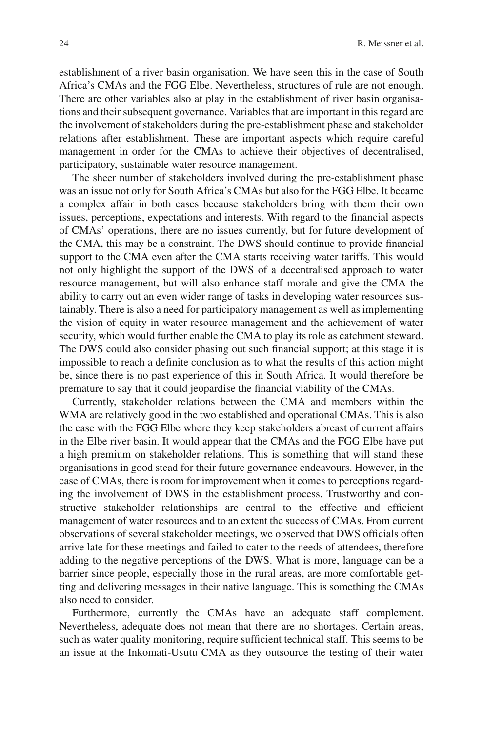establishment of a river basin organisation. We have seen this in the case of South Africa's CMAs and the FGG Elbe. Nevertheless, structures of rule are not enough. There are other variables also at play in the establishment of river basin organisations and their subsequent governance. Variables that are important in this regard are the involvement of stakeholders during the pre-establishment phase and stakeholder relations after establishment. These are important aspects which require careful management in order for the CMAs to achieve their objectives of decentralised, participatory, sustainable water resource management.

The sheer number of stakeholders involved during the pre-establishment phase was an issue not only for South Africa's CMAs but also for the FGG Elbe. It became a complex affair in both cases because stakeholders bring with them their own issues, perceptions, expectations and interests. With regard to the financial aspects of CMAs' operations, there are no issues currently, but for future development of the CMA, this may be a constraint. The DWS should continue to provide financial support to the CMA even after the CMA starts receiving water tariffs. This would not only highlight the support of the DWS of a decentralised approach to water resource management, but will also enhance staff morale and give the CMA the ability to carry out an even wider range of tasks in developing water resources sustainably. There is also a need for participatory management as well as implementing the vision of equity in water resource management and the achievement of water security, which would further enable the CMA to play its role as catchment steward. The DWS could also consider phasing out such financial support; at this stage it is impossible to reach a definite conclusion as to what the results of this action might be, since there is no past experience of this in South Africa. It would therefore be premature to say that it could jeopardise the financial viability of the CMAs.

Currently, stakeholder relations between the CMA and members within the WMA are relatively good in the two established and operational CMAs. This is also the case with the FGG Elbe where they keep stakeholders abreast of current affairs in the Elbe river basin. It would appear that the CMAs and the FGG Elbe have put a high premium on stakeholder relations. This is something that will stand these organisations in good stead for their future governance endeavours. However, in the case of CMAs, there is room for improvement when it comes to perceptions regarding the involvement of DWS in the establishment process. Trustworthy and constructive stakeholder relationships are central to the effective and efficient management of water resources and to an extent the success of CMAs. From current observations of several stakeholder meetings, we observed that DWS officials often arrive late for these meetings and failed to cater to the needs of attendees, therefore adding to the negative perceptions of the DWS. What is more, language can be a barrier since people, especially those in the rural areas, are more comfortable getting and delivering messages in their native language. This is something the CMAs also need to consider.

Furthermore, currently the CMAs have an adequate staff complement. Nevertheless, adequate does not mean that there are no shortages. Certain areas, such as water quality monitoring, require sufficient technical staff. This seems to be an issue at the Inkomati-Usutu CMA as they outsource the testing of their water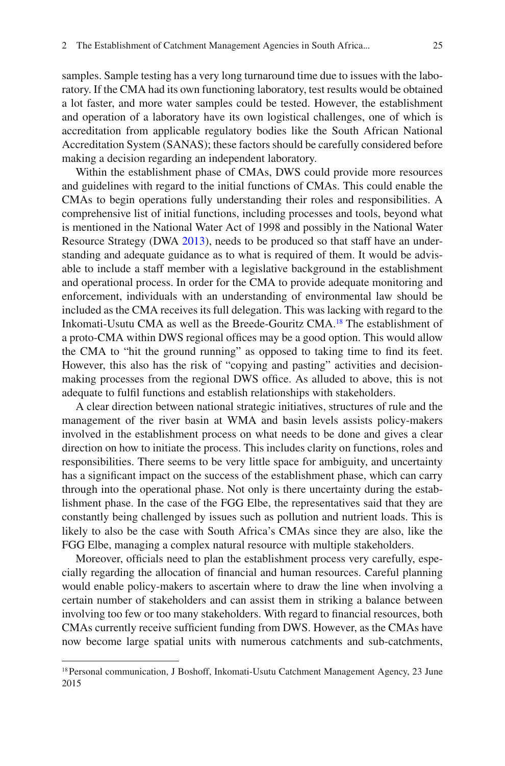samples. Sample testing has a very long turnaround time due to issues with the laboratory. If the CMA had its own functioning laboratory, test results would be obtained a lot faster, and more water samples could be tested. However, the establishment and operation of a laboratory have its own logistical challenges, one of which is accreditation from applicable regulatory bodies like the South African National Accreditation System (SANAS); these factors should be carefully considered before making a decision regarding an independent laboratory.

Within the establishment phase of CMAs, DWS could provide more resources and guidelines with regard to the initial functions of CMAs. This could enable the CMAs to begin operations fully understanding their roles and responsibilities. A comprehensive list of initial functions, including processes and tools, beyond what is mentioned in the National Water Act of 1998 and possibly in the National Water Resource Strategy (DWA 2013), needs to be produced so that staff have an understanding and adequate guidance as to what is required of them. It would be advisable to include a staff member with a legislative background in the establishment and operational process. In order for the CMA to provide adequate monitoring and enforcement, individuals with an understanding of environmental law should be included as the CMA receives its full delegation. This was lacking with regard to the Inkomati-Usutu CMA as well as the Breede-Gouritz CMA.[18] The establishment of a proto-CMA within DWS regional offices may be a good option. This would allow the CMA to "hit the ground running" as opposed to taking time to find its feet. However, this also has the risk of "copying and pasting" activities and decision-making processes from the regional DWS office. As alluded to above, this is not adequate to fulfil functions and establish relationships with stakeholders.

A clear direction between national strategic initiatives, structures of rule and the management of the river basin at WMA and basin levels assists policy-makers involved in the establishment process on what needs to be done and gives a clear direction on how to initiate the process. This includes clarity on functions, roles and responsibilities. There seems to be very little space for ambiguity, and uncertainty has a significant impact on the success of the establishment phase, which can carry through into the operational phase. Not only is there uncertainty during the establishment phase. In the case of the FGG Elbe, the representatives said that they are constantly being challenged by issues such as pollution and nutrient loads. This is likely to also be the case with South Africa's CMAs since they are also, like the FGG Elbe, managing a complex natural resource with multiple stakeholders.

Moreover, officials need to plan the establishment process very carefully, especially regarding the allocation of financial and human resources. Careful planning would enable policy-makers to ascertain where to draw the line when involving a certain number of stakeholders and can assist them in striking a balance between involving too few or too many stakeholders. With regard to financial resources, both CMAs currently receive sufficient funding from DWS. However, as the CMAs have now become large spatial units with numerous catchments and sub-catchments,

[18] Personal communication, J Boshoff, Inkomati-Usutu Catchment Management Agency, 23 June 2015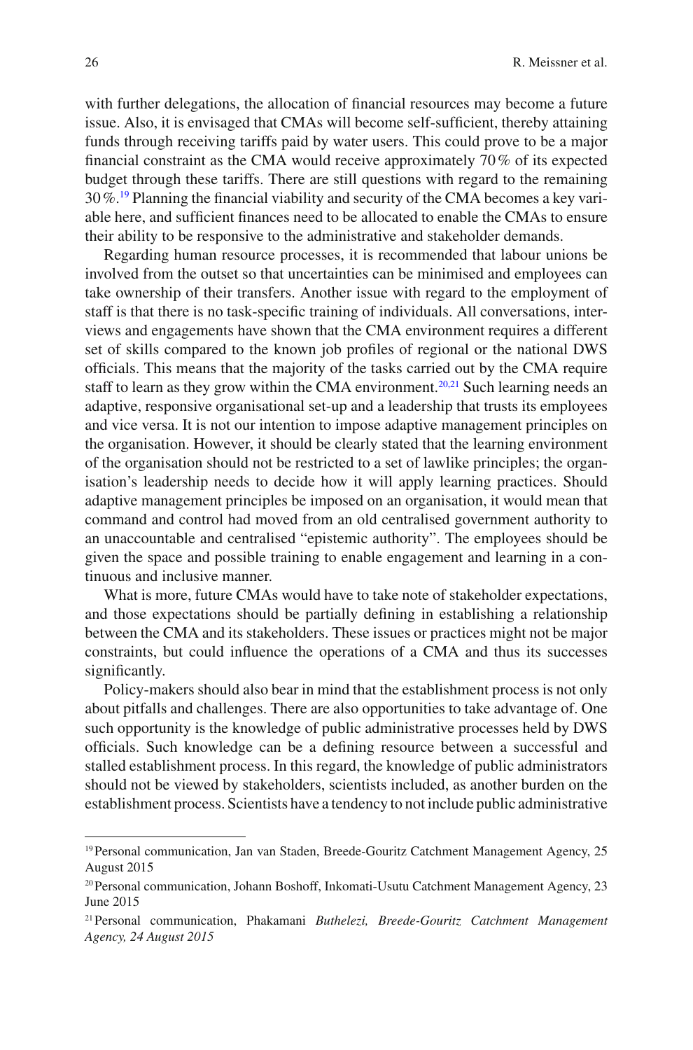with further delegations, the allocation of financial resources may become a future issue. Also, it is envisaged that CMAs will become self-sufficient, thereby attaining funds through receiving tariffs paid by water users. This could prove to be a major financial constraint as the CMA would receive approximately 70 % of its expected budget through these tariffs. There are still questions with regard to the remaining 30 %.[19] Planning the financial viability and security of the CMA becomes a key variable here, and sufficient finances need to be allocated to enable the CMAs to ensure their ability to be responsive to the administrative and stakeholder demands.

Regarding human resource processes, it is recommended that labour unions be involved from the outset so that uncertainties can be minimised and employees can take ownership of their transfers. Another issue with regard to the employment of staff is that there is no task-specific training of individuals. All conversations, interviews and engagements have shown that the CMA environment requires a different set of skills compared to the known job profiles of regional or the national DWS officials. This means that the majority of the tasks carried out by the CMA require staff to learn as they grow within the CMA environment.[20,21] Such learning needs an adaptive, responsive organisational set-up and a leadership that trusts its employees and vice versa. It is not our intention to impose adaptive management principles on the organisation. However, it should be clearly stated that the learning environment of the organisation should not be restricted to a set of lawlike principles; the organisation's leadership needs to decide how it will apply learning practices. Should adaptive management principles be imposed on an organisation, it would mean that command and control had moved from an old centralised government authority to an unaccountable and centralised "epistemic authority". The employees should be given the space and possible training to enable engagement and learning in a continuous and inclusive manner.

What is more, future CMAs would have to take note of stakeholder expectations, and those expectations should be partially defining in establishing a relationship between the CMA and its stakeholders. These issues or practices might not be major constraints, but could influence the operations of a CMA and thus its successes significantly.

Policy-makers should also bear in mind that the establishment process is not only about pitfalls and challenges. There are also opportunities to take advantage of. One such opportunity is the knowledge of public administrative processes held by DWS officials. Such knowledge can be a defining resource between a successful and stalled establishment process. In this regard, the knowledge of public administrators should not be viewed by stakeholders, scientists included, as another burden on the establishment process. Scientists have a tendency to not include public administrative

---

[19] Personal communication, Jan van Staden, Breede-Gouritz Catchment Management Agency, 25 August 2015

[20] Personal communication, Johann Boshoff, Inkomati-Usutu Catchment Management Agency, 23 June 2015

[21] Personal communication, Phakamani *Buthelezi, Breede-Gouritz Catchment Management Agency, 24 August 2015*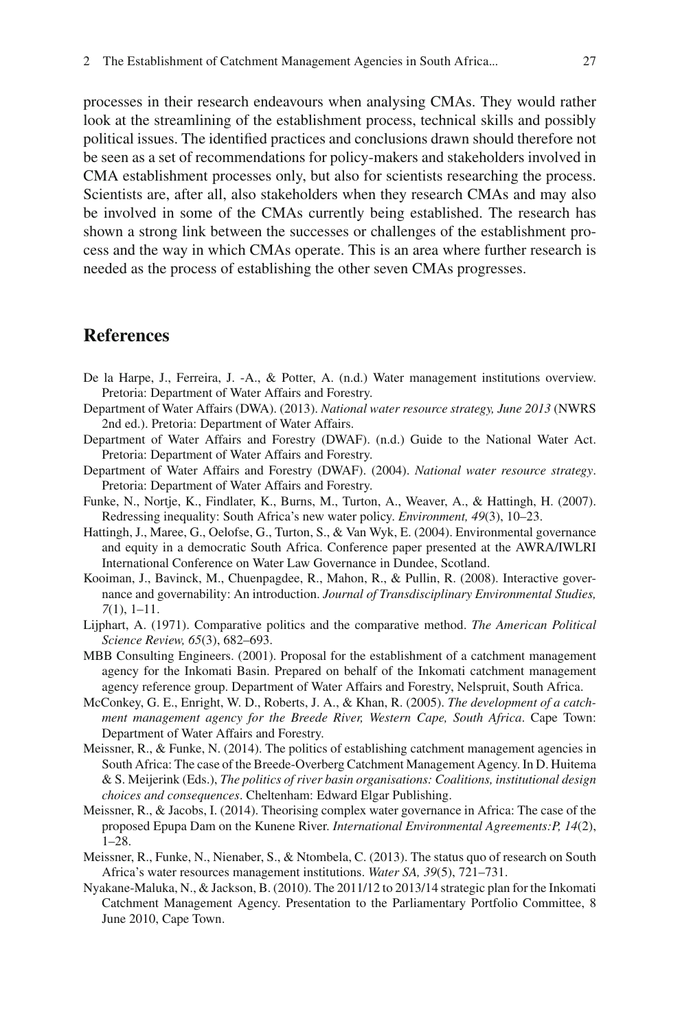processes in their research endeavours when analysing CMAs. They would rather look at the streamlining of the establishment process, technical skills and possibly political issues. The identified practices and conclusions drawn should therefore not be seen as a set of recommendations for policy-makers and stakeholders involved in CMA establishment processes only, but also for scientists researching the process. Scientists are, after all, also stakeholders when they research CMAs and may also be involved in some of the CMAs currently being established. The research has shown a strong link between the successes or challenges of the establishment process and the way in which CMAs operate. This is an area where further research is needed as the process of establishing the other seven CMAs progresses.

## References

De la Harpe, J., Ferreira, J. -A., & Potter, A. (n.d.) Water management institutions overview. Pretoria: Department of Water Affairs and Forestry.

Department of Water Affairs (DWA). (2013). *National water resource strategy, June 2013* (NWRS 2nd ed.). Pretoria: Department of Water Affairs.

Department of Water Affairs and Forestry (DWAF). (n.d.) Guide to the National Water Act. Pretoria: Department of Water Affairs and Forestry.

Department of Water Affairs and Forestry (DWAF). (2004). *National water resource strategy*. Pretoria: Department of Water Affairs and Forestry.

Funke, N., Nortje, K., Findlater, K., Burns, M., Turton, A., Weaver, A., & Hattingh, H. (2007). Redressing inequality: South Africa's new water policy. *Environment, 49*(3), 10–23.

Hattingh, J., Maree, G., Oelofse, G., Turton, S., & Van Wyk, E. (2004). Environmental governance and equity in a democratic South Africa. Conference paper presented at the AWRA/IWLRI International Conference on Water Law Governance in Dundee, Scotland.

Kooiman, J., Bavinck, M., Chuenpagdee, R., Mahon, R., & Pullin, R. (2008). Interactive governance and governability: An introduction. *Journal of Transdisciplinary Environmental Studies, 7*(1), 1–11.

Lijphart, A. (1971). Comparative politics and the comparative method. *The American Political Science Review, 65*(3), 682–693.

MBB Consulting Engineers. (2001). Proposal for the establishment of a catchment management agency for the Inkomati Basin. Prepared on behalf of the Inkomati catchment management agency reference group. Department of Water Affairs and Forestry, Nelspruit, South Africa.

McConkey, G. E., Enright, W. D., Roberts, J. A., & Khan, R. (2005). *The development of a catchment management agency for the Breede River, Western Cape, South Africa*. Cape Town: Department of Water Affairs and Forestry.

Meissner, R., & Funke, N. (2014). The politics of establishing catchment management agencies in South Africa: The case of the Breede-Overberg Catchment Management Agency. In D. Huitema & S. Meijerink (Eds.), *The politics of river basin organisations: Coalitions, institutional design choices and consequences*. Cheltenham: Edward Elgar Publishing.

Meissner, R., & Jacobs, I. (2014). Theorising complex water governance in Africa: The case of the proposed Epupa Dam on the Kunene River. *International Environmental Agreements:P, 14*(2), 1–28.

Meissner, R., Funke, N., Nienaber, S., & Ntombela, C. (2013). The status quo of research on South Africa's water resources management institutions. *Water SA, 39*(5), 721–731.

Nyakane-Maluka, N., & Jackson, B. (2010). The 2011/12 to 2013/14 strategic plan for the Inkomati Catchment Management Agency. Presentation to the Parliamentary Portfolio Committee, 8 June 2010, Cape Town.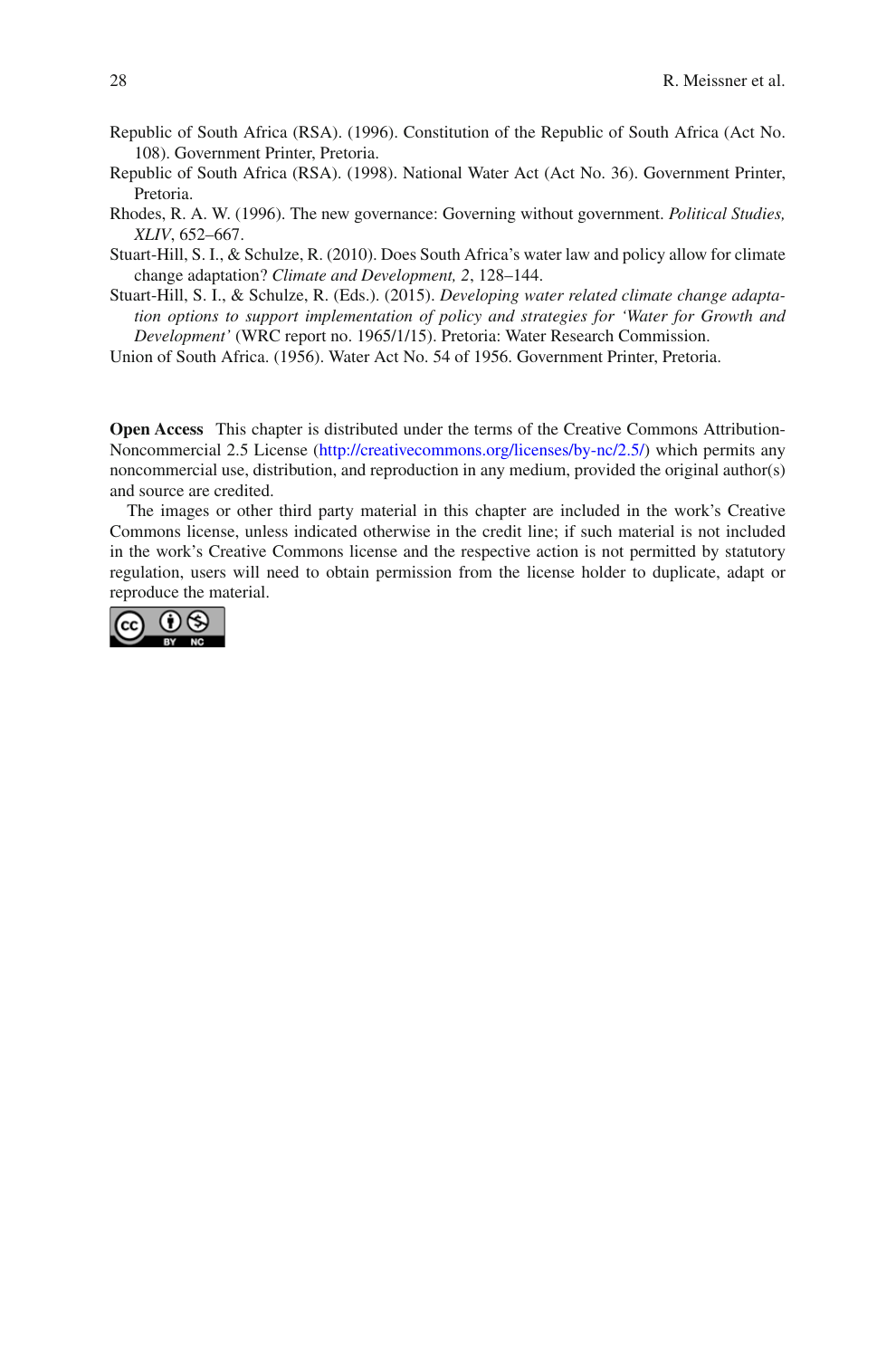Republic of South Africa (RSA). (1996). Constitution of the Republic of South Africa (Act No. 108). Government Printer, Pretoria.

Republic of South Africa (RSA). (1998). National Water Act (Act No. 36). Government Printer, Pretoria.

Rhodes, R. A. W. (1996). The new governance: Governing without government. *Political Studies, XLIV*, 652–667.

Stuart-Hill, S. I., & Schulze, R. (2010). Does South Africa's water law and policy allow for climate change adaptation? *Climate and Development, 2*, 128–144.

Stuart-Hill, S. I., & Schulze, R. (Eds.). (2015). *Developing water related climate change adaptation options to support implementation of policy and strategies for 'Water for Growth and Development'* (WRC report no. 1965/1/15). Pretoria: Water Research Commission.

Union of South Africa. (1956). Water Act No. 54 of 1956. Government Printer, Pretoria.

**Open Access** This chapter is distributed under the terms of the Creative Commons Attribution-Noncommercial 2.5 License (http://creativecommons.org/licenses/by-nc/2.5/) which permits any noncommercial use, distribution, and reproduction in any medium, provided the original author(s) and source are credited.

The images or other third party material in this chapter are included in the work's Creative Commons license, unless indicated otherwise in the credit line; if such material is not included in the work's Creative Commons license and the respective action is not permitted by statutory regulation, users will need to obtain permission from the license holder to duplicate, adapt or reproduce the material.